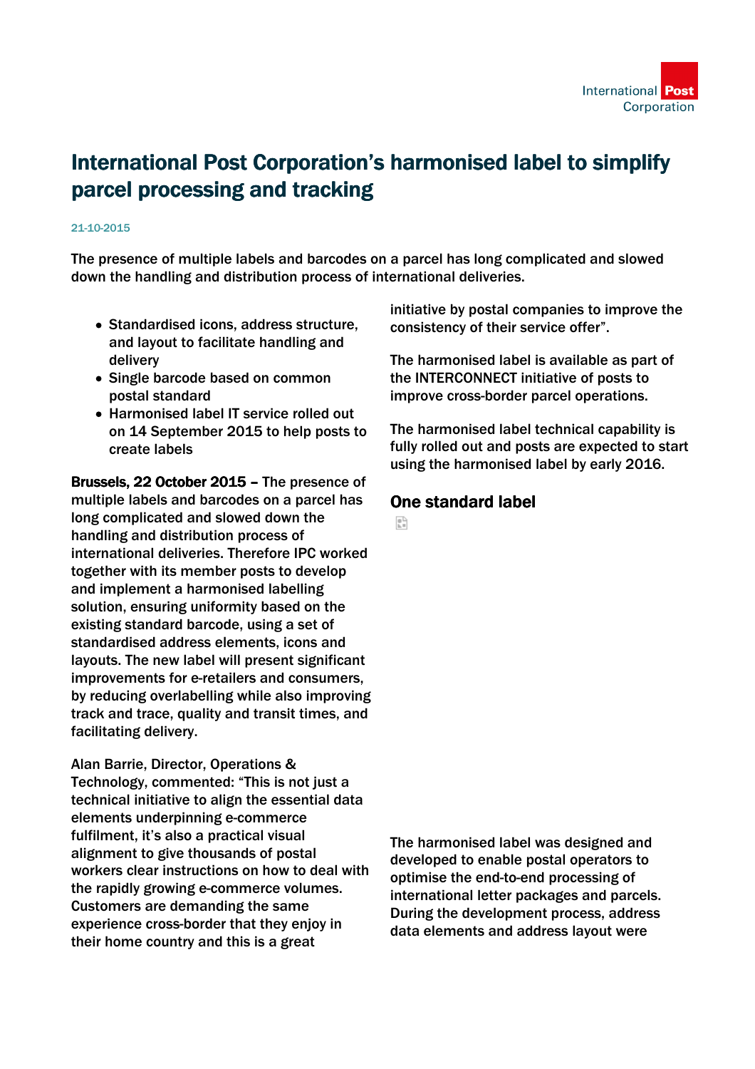# International Post Corporation's harmonised label to simplify parcel processing and tracking

21-10-2015

The presence of multiple labels and barcodes on a parcel has long complicated and slowed down the handling and distribution process of international deliveries.

- Standardised icons, address structure, and layout to facilitate handling and delivery
- Single barcode based on common postal standard
- Harmonised label IT service rolled out on 14 September 2015 to help posts to create labels

**Brussels, 22 October 2015** – The presence of multiple labels and barcodes on a parcel has long complicated and slowed down the handling and distribution process of international deliveries. Therefore IPC worked together with its member posts to develop and implement a harmonised labelling solution, ensuring uniformity based on the existing standard barcode, using a set of standardised address elements, icons and layouts. The new label will present significant improvements for e-retailers and consumers, by reducing overlabelling while also improving track and trace, quality and transit times, and facilitating delivery.

Alan Barrie, Director, Operations & Technology, commented: "This is not just a technical initiative to align the essential data elements underpinning e-commerce fulfilment, it's also a practical visual alignment to give thousands of postal workers clear instructions on how to deal with the rapidly growing e-commerce volumes. Customers are demanding the same experience cross-border that they enjoy in their home country and this is a great initiative by postal companies to improve the consistency of their service offer".

The harmonised label is available as part of the INTERCONNECT initiative of posts to improve cross-border parcel operations.

The harmonised label technical capability is fully rolled out and posts are expected to start using the harmonised label by early 2016.

## One standard label

The harmonised label was designed and developed to enable postal operators to optimise the end-to-end processing of international letter packages and parcels. During the development process, address data elements and address layout were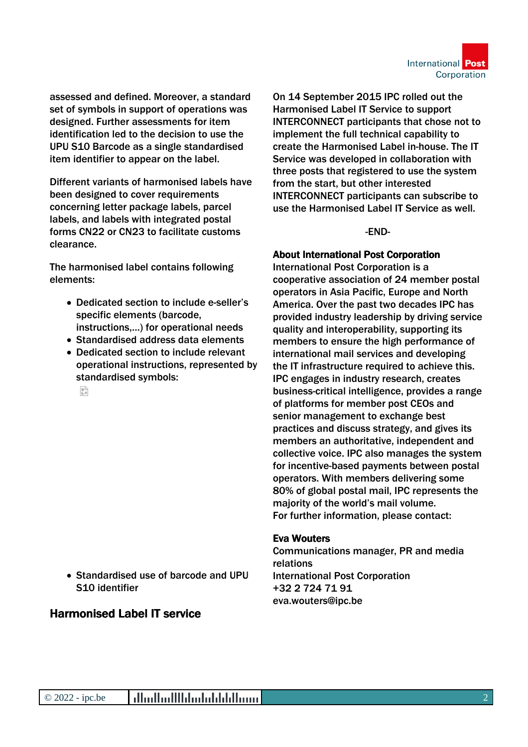assessed and defined. Moreover, a standard set of symbols in support of operations was designed. Further assessments for item identification led to the decision to use the UPU S10 Barcode as a single standardised item identifier to appear on the label.

Different variants of harmonised labels have been designed to cover requirements concerning letter package labels, parcel labels, and labels with integrated postal forms CN22 or CN23 to facilitate customs clearance.

The harmonised label contains following elements:

- Dedicated section to include e-seller's specific elements (barcode, instructions,...) for operational needs
- Standardised address data elements
- Dedicated section to include relevant operational instructions, represented by standardised symbols:
- Standardised use of barcode and UPU S10 identifier

## Harmonised Label IT service

On 14 September 2015 IPC rolled out the Harmonised Label IT Service to support INTERCONNECT participants that chose not to implement the full technical capability to create the Harmonised Label in-house. The IT Service was developed in collaboration with three posts that registered to use the system from the start, but other interested INTERCONNECT participants can subscribe to use the Harmonised Label IT Service as well.

-END-

**About International Post Corporation**
International Post Corporation is a cooperative association of 24 member postal operators in Asia Pacific, Europe and North America. Over the past two decades IPC has provided industry leadership by driving service quality and interoperability, supporting its members to ensure the high performance of international mail services and developing the IT infrastructure required to achieve this. IPC engages in industry research, creates business-critical intelligence, provides a range of platforms for member post CEOs and senior management to exchange best practices and discuss strategy, and gives its members an authoritative, independent and collective voice. IPC also manages the system for incentive-based payments between postal operators. With members delivering some 80% of global postal mail, IPC represents the majority of the world's mail volume.
For further information, please contact:

**Eva Wouters**
Communications manager, PR and media relations
International Post Corporation
+32 2 724 71 91
eva.wouters@ipc.be